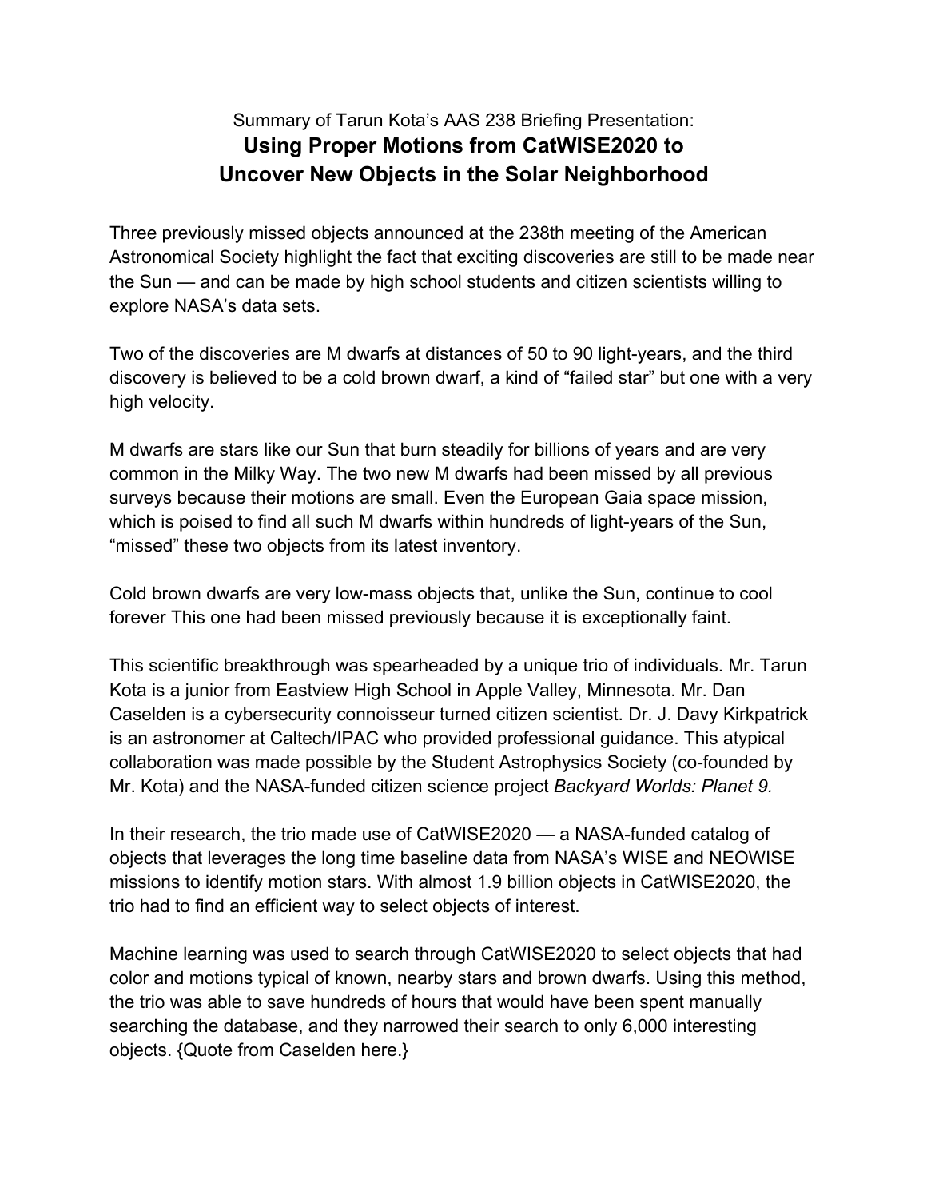Summary of Tarun Kota's AAS 238 Briefing Presentation:

# Using Proper Motions from CatWISE2020 to Uncover New Objects in the Solar Neighborhood

Three previously missed objects announced at the 238th meeting of the American Astronomical Society highlight the fact that exciting discoveries are still to be made near the Sun — and can be made by high school students and citizen scientists willing to explore NASA's data sets.

Two of the discoveries are M dwarfs at distances of 50 to 90 light-years, and the third discovery is believed to be a cold brown dwarf, a kind of "failed star" but one with a very high velocity.

M dwarfs are stars like our Sun that burn steadily for billions of years and are very common in the Milky Way. The two new M dwarfs had been missed by all previous surveys because their motions are small. Even the European Gaia space mission, which is poised to find all such M dwarfs within hundreds of light-years of the Sun, "missed" these two objects from its latest inventory.

Cold brown dwarfs are very low-mass objects that, unlike the Sun, continue to cool forever This one had been missed previously because it is exceptionally faint.

This scientific breakthrough was spearheaded by a unique trio of individuals. Mr. Tarun Kota is a junior from Eastview High School in Apple Valley, Minnesota. Mr. Dan Caselden is a cybersecurity connoisseur turned citizen scientist. Dr. J. Davy Kirkpatrick is an astronomer at Caltech/IPAC who provided professional guidance. This atypical collaboration was made possible by the Student Astrophysics Society (co-founded by Mr. Kota) and the NASA-funded citizen science project *Backyard Worlds: Planet 9.*

In their research, the trio made use of CatWISE2020 — a NASA-funded catalog of objects that leverages the long time baseline data from NASA's WISE and NEOWISE missions to identify motion stars. With almost 1.9 billion objects in CatWISE2020, the trio had to find an efficient way to select objects of interest.

Machine learning was used to search through CatWISE2020 to select objects that had color and motions typical of known, nearby stars and brown dwarfs. Using this method, the trio was able to save hundreds of hours that would have been spent manually searching the database, and they narrowed their search to only 6,000 interesting objects. {Quote from Caselden here.}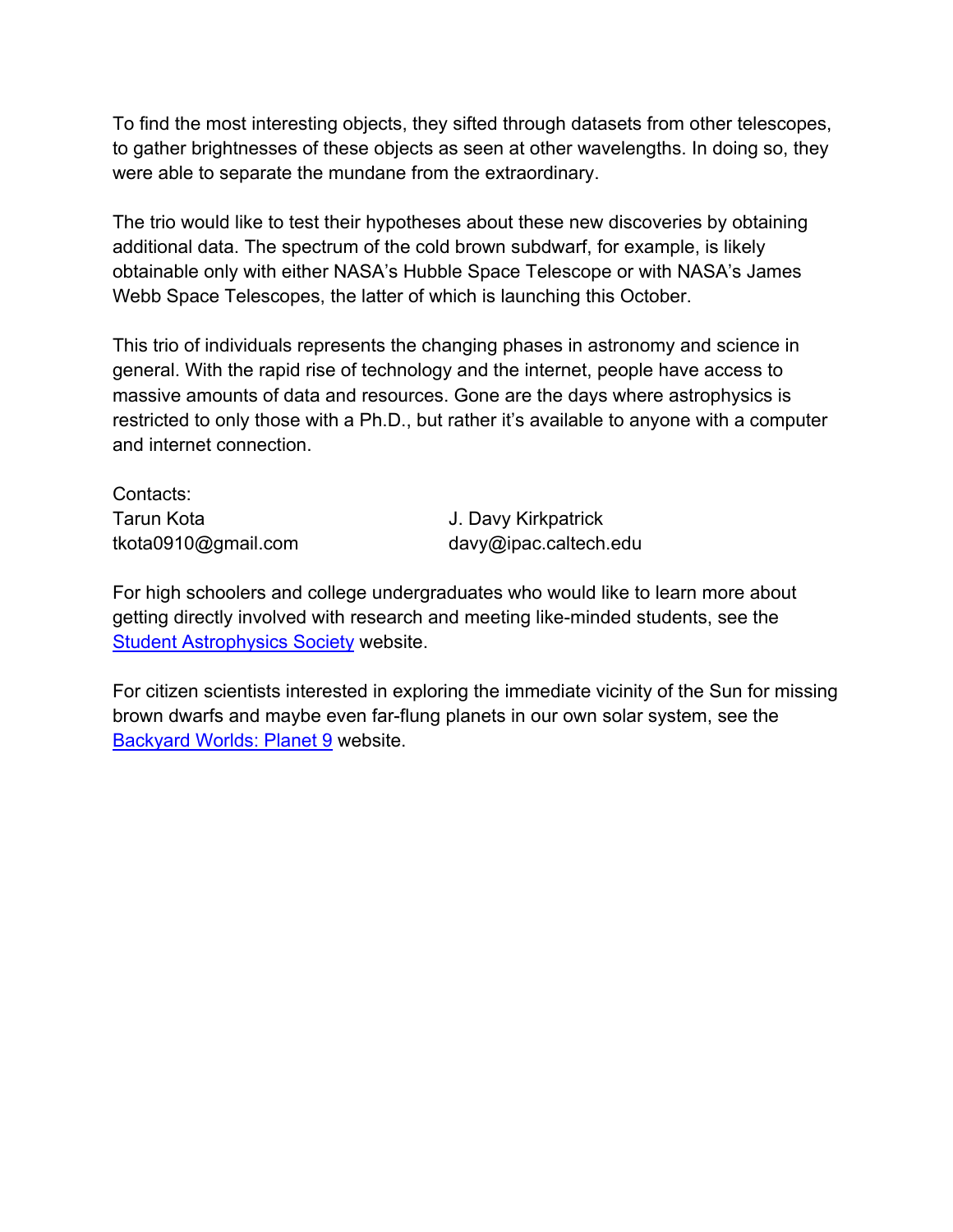To find the most interesting objects, they sifted through datasets from other telescopes, to gather brightnesses of these objects as seen at other wavelengths. In doing so, they were able to separate the mundane from the extraordinary.

The trio would like to test their hypotheses about these new discoveries by obtaining additional data. The spectrum of the cold brown subdwarf, for example, is likely obtainable only with either NASA's Hubble Space Telescope or with NASA's James Webb Space Telescopes, the latter of which is launching this October.

This trio of individuals represents the changing phases in astronomy and science in general. With the rapid rise of technology and the internet, people have access to massive amounts of data and resources. Gone are the days where astrophysics is restricted to only those with a Ph.D., but rather it's available to anyone with a computer and internet connection.

Contacts:

Tarun Kota
tkota0910@gmail.com

J. Davy Kirkpatrick
davy@ipac.caltech.edu

For high schoolers and college undergraduates who would like to learn more about getting directly involved with research and meeting like-minded students, see the Student Astrophysics Society website.

For citizen scientists interested in exploring the immediate vicinity of the Sun for missing brown dwarfs and maybe even far-flung planets in our own solar system, see the Backyard Worlds: Planet 9 website.